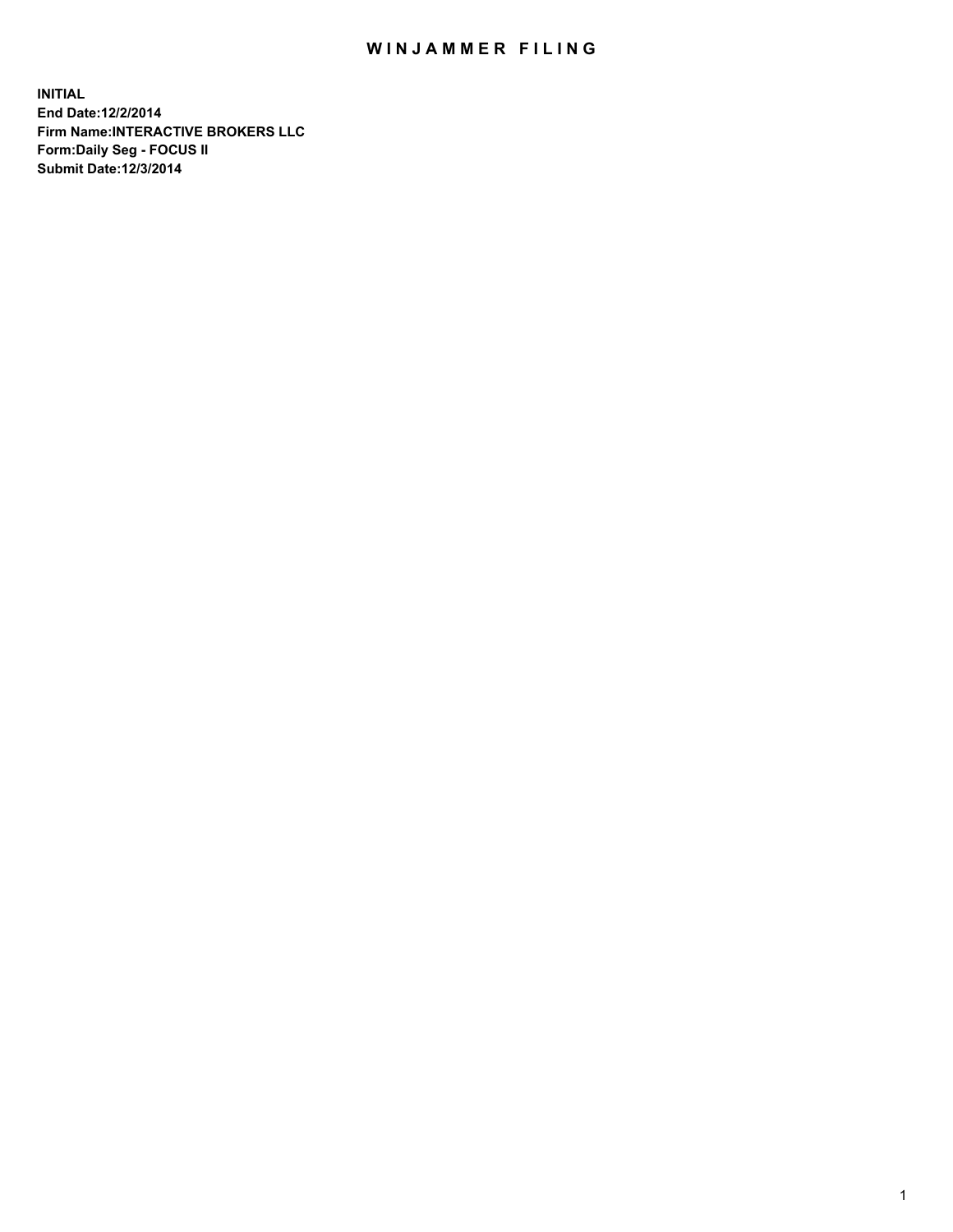# WINJAMMER FILING

**INITIAL**
**End Date:12/2/2014**
**Firm Name:INTERACTIVE BROKERS LLC**
**Form:Daily Seg - FOCUS II**
**Submit Date:12/3/2014**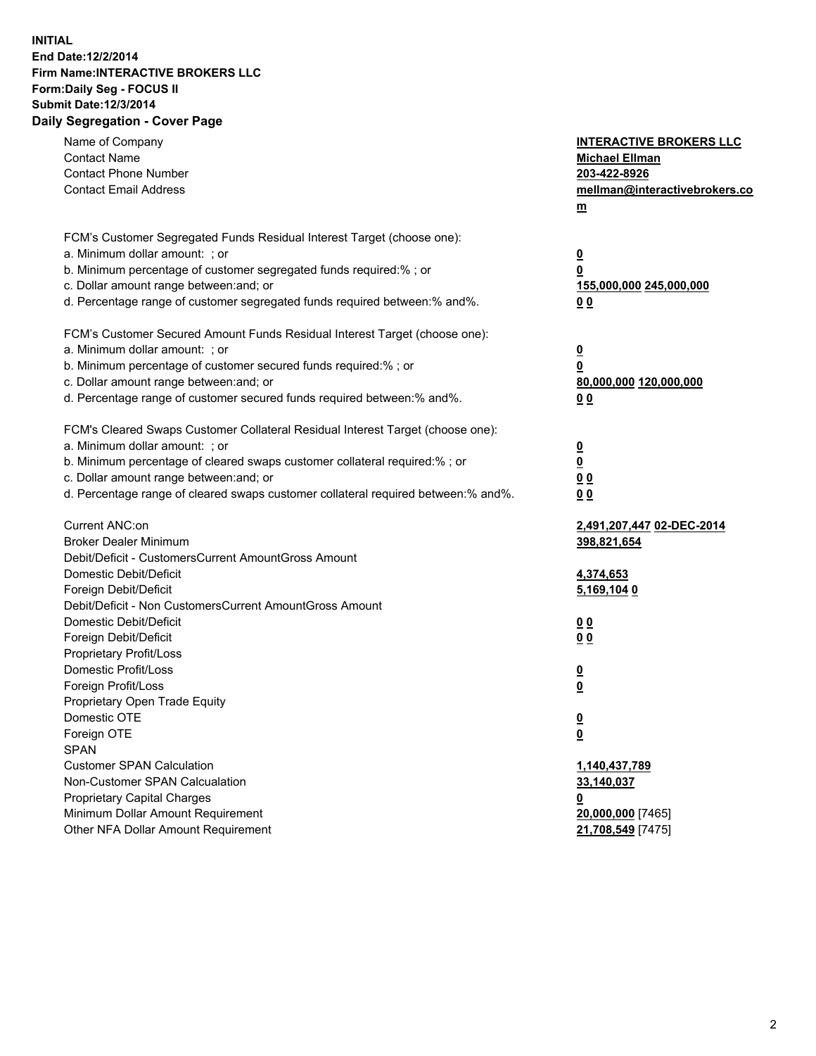**INITIAL**
**End Date:12/2/2014**
**Firm Name:INTERACTIVE BROKERS LLC**
**Form:Daily Seg - FOCUS II**
**Submit Date:12/3/2014**
**Daily Segregation - Cover Page**

| | |
|---|---|
| Name of Company | **INTERACTIVE BROKERS LLC** |
| Contact Name | **Michael Ellman** |
| Contact Phone Number | **203-422-8926** |
| Contact Email Address | **mellman@interactivebrokers.com** |
| | |
| FCM's Customer Segregated Funds Residual Interest Target (choose one): | |
| a. Minimum dollar amount: ; or | **0** |
| b. Minimum percentage of customer segregated funds required:% ; or | **0** |
| c. Dollar amount range between:and; or | **155,000,000** **245,000,000** |
| d. Percentage range of customer segregated funds required between:% and%. | **0** **0** |
| | |
| FCM's Customer Secured Amount Funds Residual Interest Target (choose one): | |
| a. Minimum dollar amount: ; or | **0** |
| b. Minimum percentage of customer secured funds required:% ; or | **0** |
| c. Dollar amount range between:and; or | **80,000,000** **120,000,000** |
| d. Percentage range of customer secured funds required between:% and%. | **0** **0** |
| | |
| FCM's Cleared Swaps Customer Collateral Residual Interest Target (choose one): | |
| a. Minimum dollar amount: ; or | **0** |
| b. Minimum percentage of cleared swaps customer collateral required:% ; or | **0** |
| c. Dollar amount range between:and; or | **0** **0** |
| d. Percentage range of cleared swaps customer collateral required between:% and%. | **0** **0** |
| | |
| Current ANC:on | **2,491,207,447** **02-DEC-2014** |
| Broker Dealer Minimum | **398,821,654** |
| Debit/Deficit - CustomersCurrent AmountGross Amount | |
| Domestic Debit/Deficit | **4,374,653** |
| Foreign Debit/Deficit | **5,169,104** **0** |
| Debit/Deficit - Non CustomersCurrent AmountGross Amount | |
| Domestic Debit/Deficit | **0** **0** |
| Foreign Debit/Deficit | **0** **0** |
| Proprietary Profit/Loss | |
| Domestic Profit/Loss | **0** |
| Foreign Profit/Loss | **0** |
| Proprietary Open Trade Equity | |
| Domestic OTE | **0** |
| Foreign OTE | **0** |
| SPAN | |
| Customer SPAN Calculation | **1,140,437,789** |
| Non-Customer SPAN Calcualation | **33,140,037** |
| Proprietary Capital Charges | **0** |
| Minimum Dollar Amount Requirement | **20,000,000** [7465] |
| Other NFA Dollar Amount Requirement | **21,708,549** [7475] |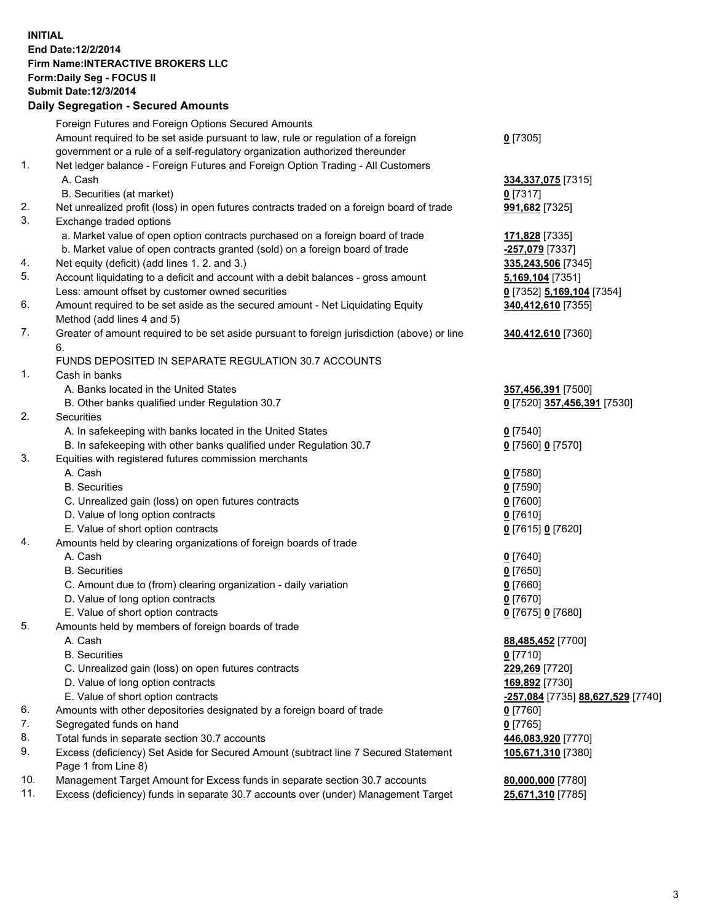**INITIAL**
**End Date:12/2/2014**
**Firm Name:INTERACTIVE BROKERS LLC**
**Form:Daily Seg - FOCUS II**
**Submit Date:12/3/2014**
**Daily Segregation - Secured Amounts**

| | | |
|---|---|---|
| | Foreign Futures and Foreign Options Secured Amounts | |
| | Amount required to be set aside pursuant to law, rule or regulation of a foreign government or a rule of a self-regulatory organization authorized thereunder | **0** [7305] |
| 1. | Net ledger balance - Foreign Futures and Foreign Option Trading - All Customers | |
| | A. Cash | **334,337,075** [7315] |
| | B. Securities (at market) | **0** [7317] |
| 2. | Net unrealized profit (loss) in open futures contracts traded on a foreign board of trade | **991,682** [7325] |
| 3. | Exchange traded options | |
| | a. Market value of open option contracts purchased on a foreign board of trade | **171,828** [7335] |
| | b. Market value of open contracts granted (sold) on a foreign board of trade | **-257,079** [7337] |
| 4. | Net equity (deficit) (add lines 1. 2. and 3.) | **335,243,506** [7345] |
| 5. | Account liquidating to a deficit and account with a debit balances - gross amount | **5,169,104** [7351] |
| | Less: amount offset by customer owned securities | **0** [7352] **5,169,104** [7354] |
| 6. | Amount required to be set aside as the secured amount - Net Liquidating Equity Method (add lines 4 and 5) | **340,412,610** [7355] |
| 7. | Greater of amount required to be set aside pursuant to foreign jurisdiction (above) or line 6. | **340,412,610** [7360] |
| | FUNDS DEPOSITED IN SEPARATE REGULATION 30.7 ACCOUNTS | |
| 1. | Cash in banks | |
| | A. Banks located in the United States | **357,456,391** [7500] |
| | B. Other banks qualified under Regulation 30.7 | **0** [7520] **357,456,391** [7530] |
| 2. | Securities | |
| | A. In safekeeping with banks located in the United States | **0** [7540] |
| | B. In safekeeping with other banks qualified under Regulation 30.7 | **0** [7560] **0** [7570] |
| 3. | Equities with registered futures commission merchants | |
| | A. Cash | **0** [7580] |
| | B. Securities | **0** [7590] |
| | C. Unrealized gain (loss) on open futures contracts | **0** [7600] |
| | D. Value of long option contracts | **0** [7610] |
| | E. Value of short option contracts | **0** [7615] **0** [7620] |
| 4. | Amounts held by clearing organizations of foreign boards of trade | |
| | A. Cash | **0** [7640] |
| | B. Securities | **0** [7650] |
| | C. Amount due to (from) clearing organization - daily variation | **0** [7660] |
| | D. Value of long option contracts | **0** [7670] |
| | E. Value of short option contracts | **0** [7675] **0** [7680] |
| 5. | Amounts held by members of foreign boards of trade | |
| | A. Cash | **88,485,452** [7700] |
| | B. Securities | **0** [7710] |
| | C. Unrealized gain (loss) on open futures contracts | **229,269** [7720] |
| | D. Value of long option contracts | **169,892** [7730] |
| | E. Value of short option contracts | **-257,084** [7735] **88,627,529** [7740] |
| 6. | Amounts with other depositories designated by a foreign board of trade | **0** [7760] |
| 7. | Segregated funds on hand | **0** [7765] |
| 8. | Total funds in separate section 30.7 accounts | **446,083,920** [7770] |
| 9. | Excess (deficiency) Set Aside for Secured Amount (subtract line 7 Secured Statement Page 1 from Line 8) | **105,671,310** [7380] |
| 10. | Management Target Amount for Excess funds in separate section 30.7 accounts | **80,000,000** [7780] |
| 11. | Excess (deficiency) funds in separate 30.7 accounts over (under) Management Target | **25,671,310** [7785] |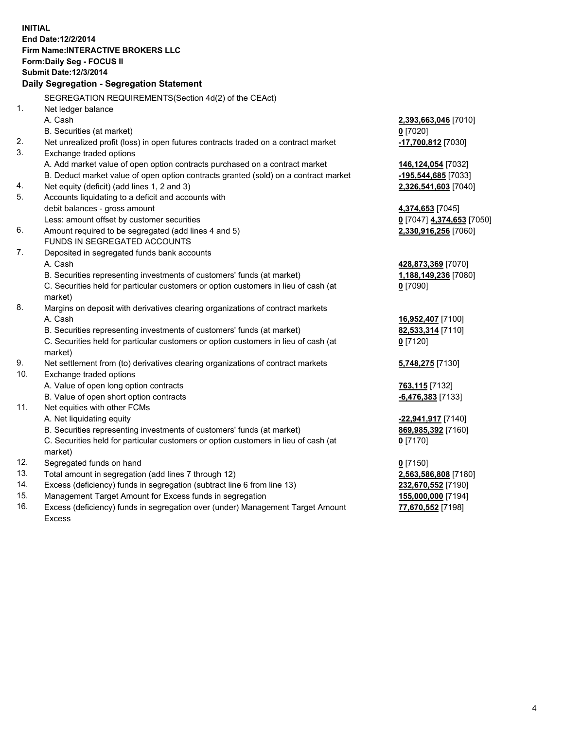**INITIAL**
**End Date:12/2/2014**
**Firm Name:INTERACTIVE BROKERS LLC**
**Form:Daily Seg - FOCUS II**
**Submit Date:12/3/2014**

## Daily Segregation - Segregation Statement

SEGREGATION REQUIREMENTS(Section 4d(2) of the CEAct)

| | | |
|---|---|---|
| 1. | Net ledger balance | |
| | A. Cash | **2,393,663,046** [7010] |
| | B. Securities (at market) | **0** [7020] |
| 2. | Net unrealized profit (loss) in open futures contracts traded on a contract market | **-17,700,812** [7030] |
| 3. | Exchange traded options | |
| | A. Add market value of open option contracts purchased on a contract market | **146,124,054** [7032] |
| | B. Deduct market value of open option contracts granted (sold) on a contract market | **-195,544,685** [7033] |
| 4. | Net equity (deficit) (add lines 1, 2 and 3) | **2,326,541,603** [7040] |
| 5. | Accounts liquidating to a deficit and accounts with debit balances - gross amount | **4,374,653** [7045] |
| | Less: amount offset by customer securities | **0** [7047] **4,374,653** [7050] |
| 6. | Amount required to be segregated (add lines 4 and 5) | **2,330,916,256** [7060] |
| | FUNDS IN SEGREGATED ACCOUNTS | |
| 7. | Deposited in segregated funds bank accounts | |
| | A. Cash | **428,873,369** [7070] |
| | B. Securities representing investments of customers' funds (at market) | **1,188,149,236** [7080] |
| | C. Securities held for particular customers or option customers in lieu of cash (at market) | **0** [7090] |
| 8. | Margins on deposit with derivatives clearing organizations of contract markets | |
| | A. Cash | **16,952,407** [7100] |
| | B. Securities representing investments of customers' funds (at market) | **82,533,314** [7110] |
| | C. Securities held for particular customers or option customers in lieu of cash (at market) | **0** [7120] |
| 9. | Net settlement from (to) derivatives clearing organizations of contract markets | **5,748,275** [7130] |
| 10. | Exchange traded options | |
| | A. Value of open long option contracts | **763,115** [7132] |
| | B. Value of open short option contracts | **-6,476,383** [7133] |
| 11. | Net equities with other FCMs | |
| | A. Net liquidating equity | **-22,941,917** [7140] |
| | B. Securities representing investments of customers' funds (at market) | **869,985,392** [7160] |
| | C. Securities held for particular customers or option customers in lieu of cash (at market) | **0** [7170] |
| 12. | Segregated funds on hand | **0** [7150] |
| 13. | Total amount in segregation (add lines 7 through 12) | **2,563,586,808** [7180] |
| 14. | Excess (deficiency) funds in segregation (subtract line 6 from line 13) | **232,670,552** [7190] |
| 15. | Management Target Amount for Excess funds in segregation | **155,000,000** [7194] |
| 16. | Excess (deficiency) funds in segregation over (under) Management Target Amount Excess | **77,670,552** [7198] |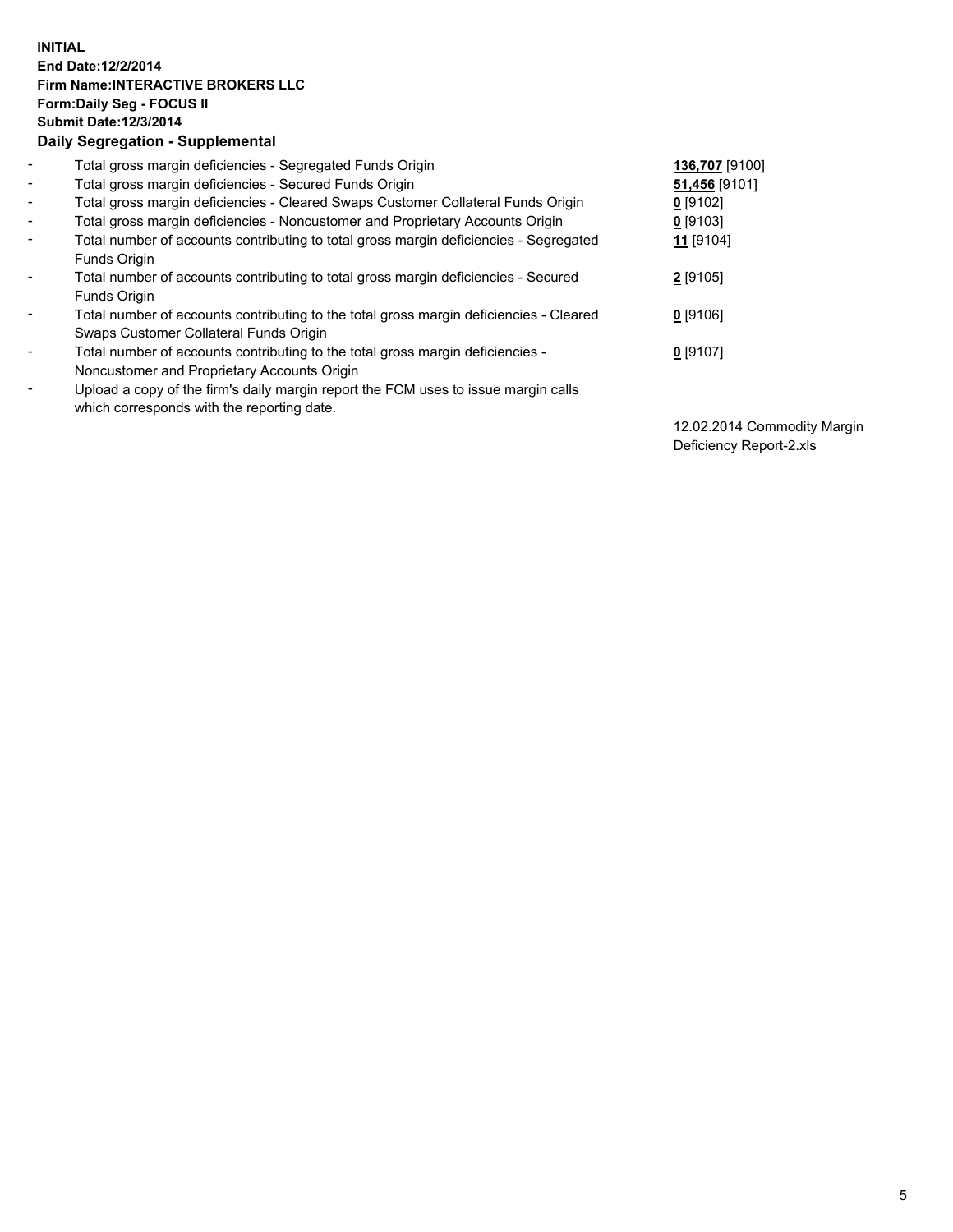**INITIAL**
**End Date:12/2/2014**
**Firm Name:INTERACTIVE BROKERS LLC**
**Form:Daily Seg - FOCUS II**
**Submit Date:12/3/2014**
**Daily Segregation - Supplemental**

| | | |
|---|---|---|
| - | Total gross margin deficiencies - Segregated Funds Origin | **136,707** [9100] |
| - | Total gross margin deficiencies - Secured Funds Origin | **51,456** [9101] |
| - | Total gross margin deficiencies - Cleared Swaps Customer Collateral Funds Origin | **0** [9102] |
| - | Total gross margin deficiencies - Noncustomer and Proprietary Accounts Origin | **0** [9103] |
| - | Total number of accounts contributing to total gross margin deficiencies - Segregated Funds Origin | **11** [9104] |
| - | Total number of accounts contributing to total gross margin deficiencies - Secured Funds Origin | **2** [9105] |
| - | Total number of accounts contributing to the total gross margin deficiencies - Cleared Swaps Customer Collateral Funds Origin | **0** [9106] |
| - | Total number of accounts contributing to the total gross margin deficiencies - Noncustomer and Proprietary Accounts Origin | **0** [9107] |
| - | Upload a copy of the firm's daily margin report the FCM uses to issue margin calls which corresponds with the reporting date. | 12.02.2014 Commodity Margin Deficiency Report-2.xls |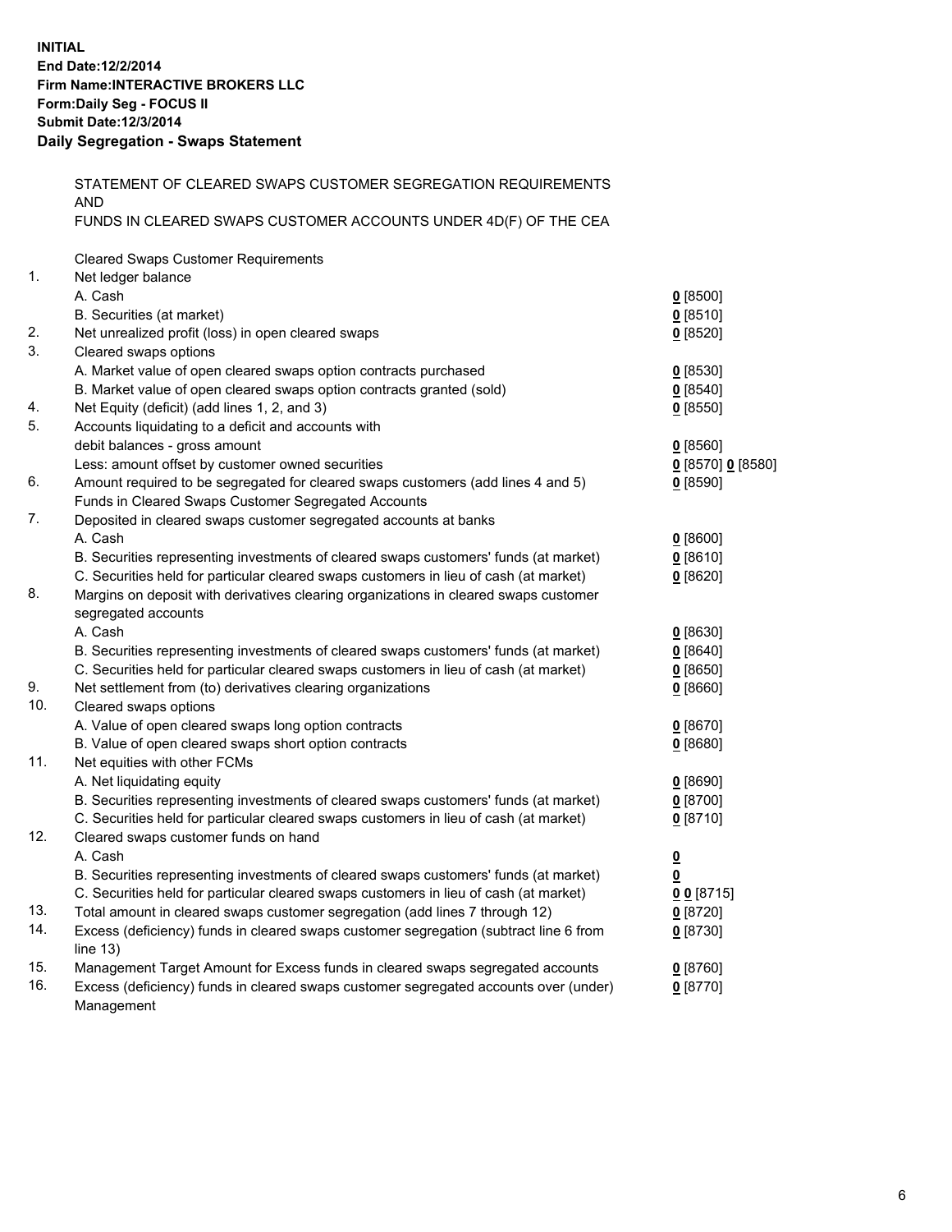**INITIAL**
**End Date:12/2/2014**
**Firm Name:INTERACTIVE BROKERS LLC**
**Form:Daily Seg - FOCUS II**
**Submit Date:12/3/2014**
**Daily Segregation - Swaps Statement**

STATEMENT OF CLEARED SWAPS CUSTOMER SEGREGATION REQUIREMENTS
AND
FUNDS IN CLEARED SWAPS CUSTOMER ACCOUNTS UNDER 4D(F) OF THE CEA

| | | |
|---|---|---|
| | Cleared Swaps Customer Requirements | |
| 1. | Net ledger balance | |
| | A. Cash | 0 [8500] |
| | B. Securities (at market) | 0 [8510] |
| 2. | Net unrealized profit (loss) in open cleared swaps | 0 [8520] |
| 3. | Cleared swaps options | |
| | A. Market value of open cleared swaps option contracts purchased | 0 [8530] |
| | B. Market value of open cleared swaps option contracts granted (sold) | 0 [8540] |
| 4. | Net Equity (deficit) (add lines 1, 2, and 3) | 0 [8550] |
| 5. | Accounts liquidating to a deficit and accounts with | |
| | debit balances - gross amount | 0 [8560] |
| | Less: amount offset by customer owned securities | 0 [8570] 0 [8580] |
| 6. | Amount required to be segregated for cleared swaps customers (add lines 4 and 5) | 0 [8590] |
| | Funds in Cleared Swaps Customer Segregated Accounts | |
| 7. | Deposited in cleared swaps customer segregated accounts at banks | |
| | A. Cash | 0 [8600] |
| | B. Securities representing investments of cleared swaps customers' funds (at market) | 0 [8610] |
| | C. Securities held for particular cleared swaps customers in lieu of cash (at market) | 0 [8620] |
| 8. | Margins on deposit with derivatives clearing organizations in cleared swaps customer segregated accounts | |
| | A. Cash | 0 [8630] |
| | B. Securities representing investments of cleared swaps customers' funds (at market) | 0 [8640] |
| | C. Securities held for particular cleared swaps customers in lieu of cash (at market) | 0 [8650] |
| 9. | Net settlement from (to) derivatives clearing organizations | 0 [8660] |
| 10. | Cleared swaps options | |
| | A. Value of open cleared swaps long option contracts | 0 [8670] |
| | B. Value of open cleared swaps short option contracts | 0 [8680] |
| 11. | Net equities with other FCMs | |
| | A. Net liquidating equity | 0 [8690] |
| | B. Securities representing investments of cleared swaps customers' funds (at market) | 0 [8700] |
| | C. Securities held for particular cleared swaps customers in lieu of cash (at market) | 0 [8710] |
| 12. | Cleared swaps customer funds on hand | |
| | A. Cash | 0 |
| | B. Securities representing investments of cleared swaps customers' funds (at market) | 0 |
| | C. Securities held for particular cleared swaps customers in lieu of cash (at market) | 0 0 [8715] |
| 13. | Total amount in cleared swaps customer segregation (add lines 7 through 12) | 0 [8720] |
| 14. | Excess (deficiency) funds in cleared swaps customer segregation (subtract line 6 from line 13) | 0 [8730] |
| 15. | Management Target Amount for Excess funds in cleared swaps segregated accounts | 0 [8760] |
| 16. | Excess (deficiency) funds in cleared swaps customer segregated accounts over (under) Management | 0 [8770] |